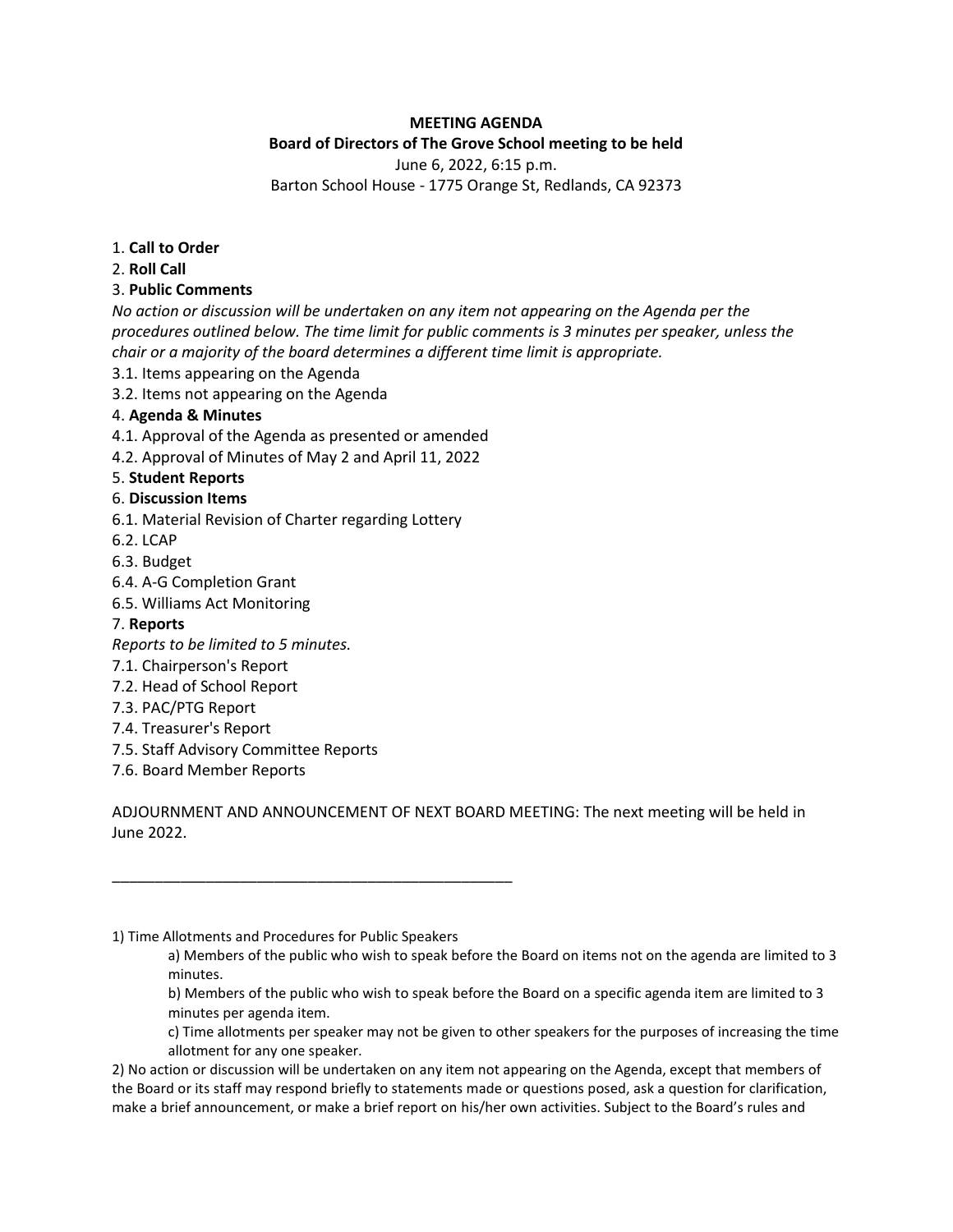**MEETING AGENDA**

**Board of Directors of The Grove School meeting to be held**

June 6, 2022, 6:15 p.m.

Barton School House - 1775 Orange St, Redlands, CA 92373

1. **Call to Order**
2. **Roll Call**
3. **Public Comments**

*No action or discussion will be undertaken on any item not appearing on the Agenda per the procedures outlined below. The time limit for public comments is 3 minutes per speaker, unless the chair or a majority of the board determines a different time limit is appropriate.*

3.1. Items appearing on the Agenda
3.2. Items not appearing on the Agenda

4. **Agenda & Minutes**

4.1. Approval of the Agenda as presented or amended
4.2. Approval of Minutes of May 2 and April 11, 2022

5. **Student Reports**
6. **Discussion Items**

6.1. Material Revision of Charter regarding Lottery
6.2. LCAP
6.3. Budget
6.4. A-G Completion Grant
6.5. Williams Act Monitoring

7. **Reports**

*Reports to be limited to 5 minutes.*

7.1. Chairperson's Report
7.2. Head of School Report
7.3. PAC/PTG Report
7.4. Treasurer's Report
7.5. Staff Advisory Committee Reports
7.6. Board Member Reports

ADJOURNMENT AND ANNOUNCEMENT OF NEXT BOARD MEETING: The next meeting will be held in June 2022.

---

1) Time Allotments and Procedures for Public Speakers

a) Members of the public who wish to speak before the Board on items not on the agenda are limited to 3 minutes.

b) Members of the public who wish to speak before the Board on a specific agenda item are limited to 3 minutes per agenda item.

c) Time allotments per speaker may not be given to other speakers for the purposes of increasing the time allotment for any one speaker.

2) No action or discussion will be undertaken on any item not appearing on the Agenda, except that members of the Board or its staff may respond briefly to statements made or questions posed, ask a question for clarification, make a brief announcement, or make a brief report on his/her own activities. Subject to the Board's rules and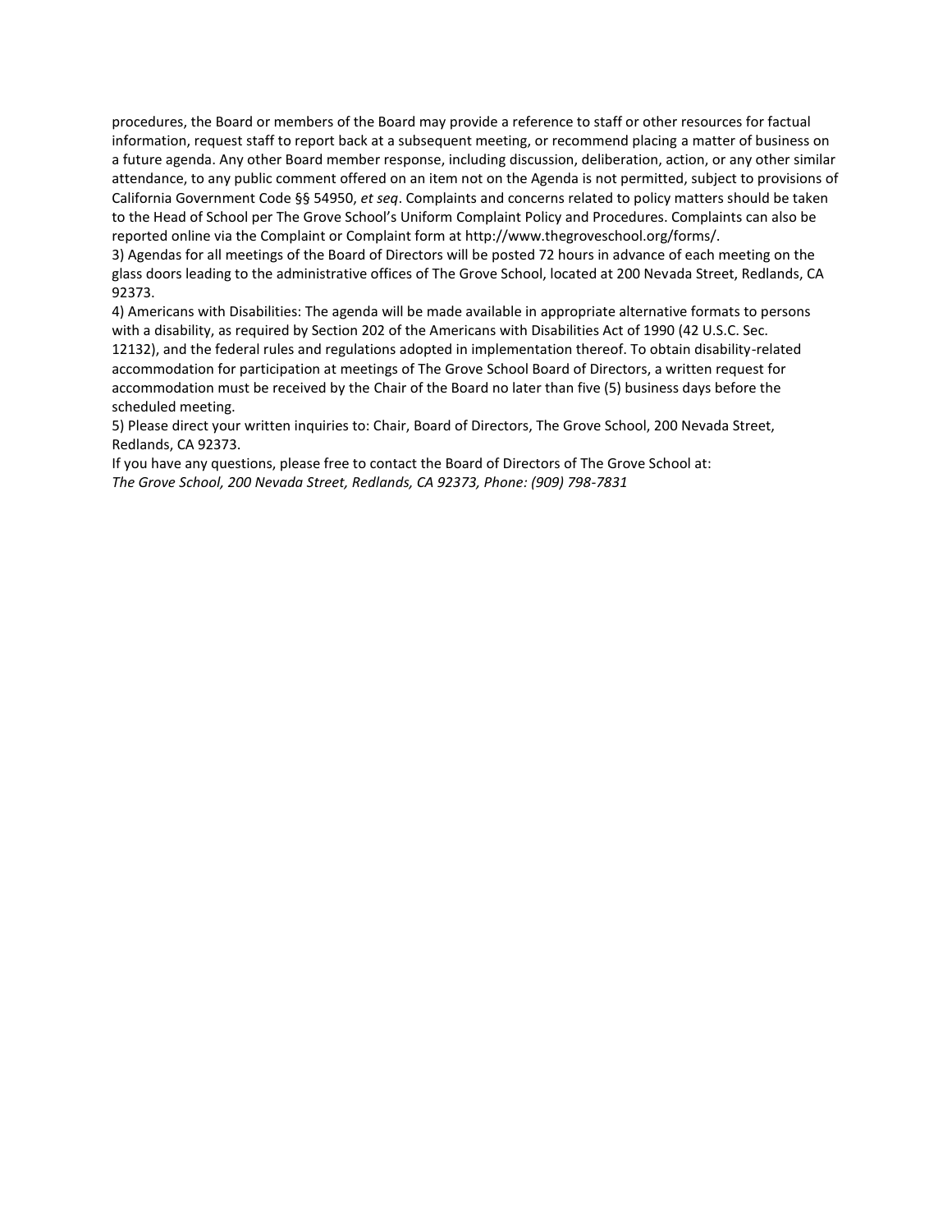procedures, the Board or members of the Board may provide a reference to staff or other resources for factual information, request staff to report back at a subsequent meeting, or recommend placing a matter of business on a future agenda. Any other Board member response, including discussion, deliberation, action, or any other similar attendance, to any public comment offered on an item not on the Agenda is not permitted, subject to provisions of California Government Code §§ 54950, *et seq*. Complaints and concerns related to policy matters should be taken to the Head of School per The Grove School's Uniform Complaint Policy and Procedures. Complaints can also be reported online via the Complaint or Complaint form at http://www.thegroveschool.org/forms/.

3) Agendas for all meetings of the Board of Directors will be posted 72 hours in advance of each meeting on the glass doors leading to the administrative offices of The Grove School, located at 200 Nevada Street, Redlands, CA 92373.

4) Americans with Disabilities: The agenda will be made available in appropriate alternative formats to persons with a disability, as required by Section 202 of the Americans with Disabilities Act of 1990 (42 U.S.C. Sec. 12132), and the federal rules and regulations adopted in implementation thereof. To obtain disability-related accommodation for participation at meetings of The Grove School Board of Directors, a written request for accommodation must be received by the Chair of the Board no later than five (5) business days before the scheduled meeting.

5) Please direct your written inquiries to: Chair, Board of Directors, The Grove School, 200 Nevada Street, Redlands, CA 92373.

If you have any questions, please free to contact the Board of Directors of The Grove School at:
*The Grove School, 200 Nevada Street, Redlands, CA 92373, Phone: (909) 798-7831*